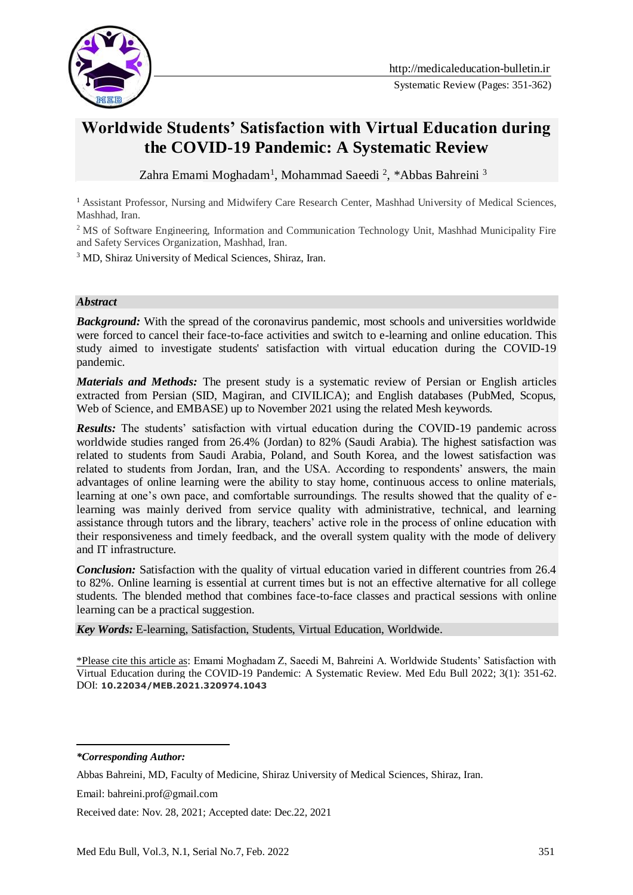# Worldwide Students' Satisfaction with Virtual Education during the COVID-19 Pandemic: A Systematic Review

Zahra Emami Moghadam[1], Mohammad Saeedi [2], *Abbas Bahreini [3]

[1] Assistant Professor, Nursing and Midwifery Care Research Center, Mashhad University of Medical Sciences, Mashhad, Iran.

[2] MS of Software Engineering, Information and Communication Technology Unit, Mashhad Municipality Fire and Safety Services Organization, Mashhad, Iran.

[3] MD, Shiraz University of Medical Sciences, Shiraz, Iran.

## Abstract

***Background:*** With the spread of the coronavirus pandemic, most schools and universities worldwide were forced to cancel their face-to-face activities and switch to e-learning and online education. This study aimed to investigate students' satisfaction with virtual education during the COVID-19 pandemic.

***Materials and Methods:*** The present study is a systematic review of Persian or English articles extracted from Persian (SID, Magiran, and CIVILICA); and English databases (PubMed, Scopus, Web of Science, and EMBASE) up to November 2021 using the related Mesh keywords.

***Results:*** The students' satisfaction with virtual education during the COVID-19 pandemic across worldwide studies ranged from 26.4% (Jordan) to 82% (Saudi Arabia). The highest satisfaction was related to students from Saudi Arabia, Poland, and South Korea, and the lowest satisfaction was related to students from Jordan, Iran, and the USA. According to respondents' answers, the main advantages of online learning were the ability to stay home, continuous access to online materials, learning at one's own pace, and comfortable surroundings. The results showed that the quality of e-learning was mainly derived from service quality with administrative, technical, and learning assistance through tutors and the library, teachers' active role in the process of online education with their responsiveness and timely feedback, and the overall system quality with the mode of delivery and IT infrastructure.

***Conclusion:*** Satisfaction with the quality of virtual education varied in different countries from 26.4 to 82%. Online learning is essential at current times but is not an effective alternative for all college students. The blended method that combines face-to-face classes and practical sessions with online learning can be a practical suggestion.

***Key Words:*** E-learning, Satisfaction, Students, Virtual Education, Worldwide.

*Please cite this article as: Emami Moghadam Z, Saeedi M, Bahreini A. Worldwide Students' Satisfaction with Virtual Education during the COVID-19 Pandemic: A Systematic Review. Med Edu Bull 2022; 3(1): 351-62. DOI: **10.22034/MEB.2021.320974.1043**

***Corresponding Author:***

Abbas Bahreini, MD, Faculty of Medicine, Shiraz University of Medical Sciences, Shiraz, Iran.

Email: bahreini.prof@gmail.com

Received date: Nov. 28, 2021; Accepted date: Dec.22, 2021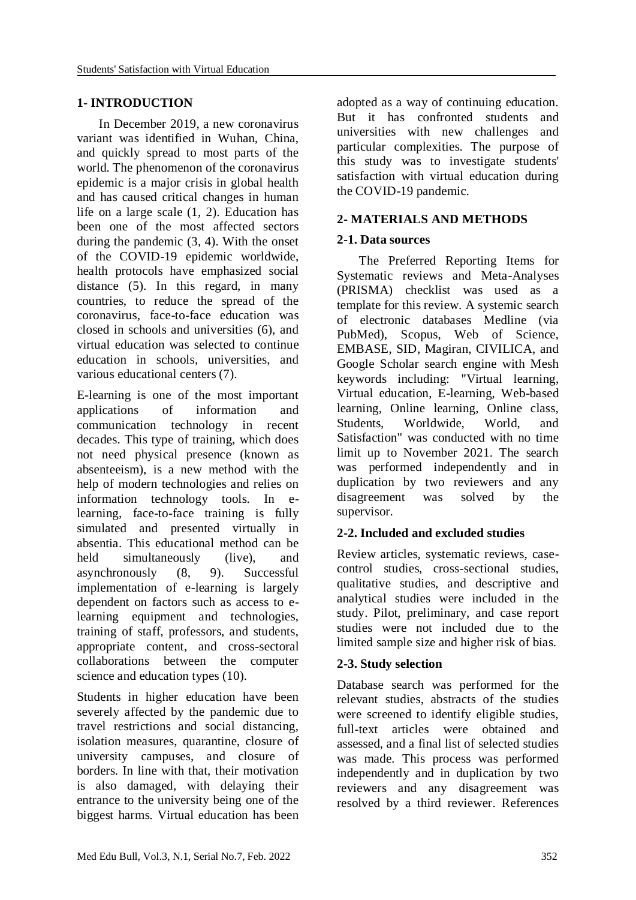## 1- INTRODUCTION

In December 2019, a new coronavirus variant was identified in Wuhan, China, and quickly spread to most parts of the world. The phenomenon of the coronavirus epidemic is a major crisis in global health and has caused critical changes in human life on a large scale (1, 2). Education has been one of the most affected sectors during the pandemic (3, 4). With the onset of the COVID-19 epidemic worldwide, health protocols have emphasized social distance (5). In this regard, in many countries, to reduce the spread of the coronavirus, face-to-face education was closed in schools and universities (6), and virtual education was selected to continue education in schools, universities, and various educational centers (7).

E-learning is one of the most important applications of information and communication technology in recent decades. This type of training, which does not need physical presence (known as absenteeism), is a new method with the help of modern technologies and relies on information technology tools. In e-learning, face-to-face training is fully simulated and presented virtually in absentia. This educational method can be held simultaneously (live), and asynchronously (8, 9). Successful implementation of e-learning is largely dependent on factors such as access to e-learning equipment and technologies, training of staff, professors, and students, appropriate content, and cross-sectoral collaborations between the computer science and education types (10).

Students in higher education have been severely affected by the pandemic due to travel restrictions and social distancing, isolation measures, quarantine, closure of university campuses, and closure of borders. In line with that, their motivation is also damaged, with delaying their entrance to the university being one of the biggest harms. Virtual education has been adopted as a way of continuing education. But it has confronted students and universities with new challenges and particular complexities. The purpose of this study was to investigate students' satisfaction with virtual education during the COVID-19 pandemic.

## 2- MATERIALS AND METHODS

### 2-1. Data sources

The Preferred Reporting Items for Systematic reviews and Meta-Analyses (PRISMA) checklist was used as a template for this review. A systemic search of electronic databases Medline (via PubMed), Scopus, Web of Science, EMBASE, SID, Magiran, CIVILICA, and Google Scholar search engine with Mesh keywords including: "Virtual learning, Virtual education, E-learning, Web-based learning, Online learning, Online class, Students, Worldwide, World, and Satisfaction" was conducted with no time limit up to November 2021. The search was performed independently and in duplication by two reviewers and any disagreement was solved by the supervisor.

### 2-2. Included and excluded studies

Review articles, systematic reviews, case-control studies, cross-sectional studies, qualitative studies, and descriptive and analytical studies were included in the study. Pilot, preliminary, and case report studies were not included due to the limited sample size and higher risk of bias.

### 2-3. Study selection

Database search was performed for the relevant studies, abstracts of the studies were screened to identify eligible studies, full-text articles were obtained and assessed, and a final list of selected studies was made. This process was performed independently and in duplication by two reviewers and any disagreement was resolved by a third reviewer. References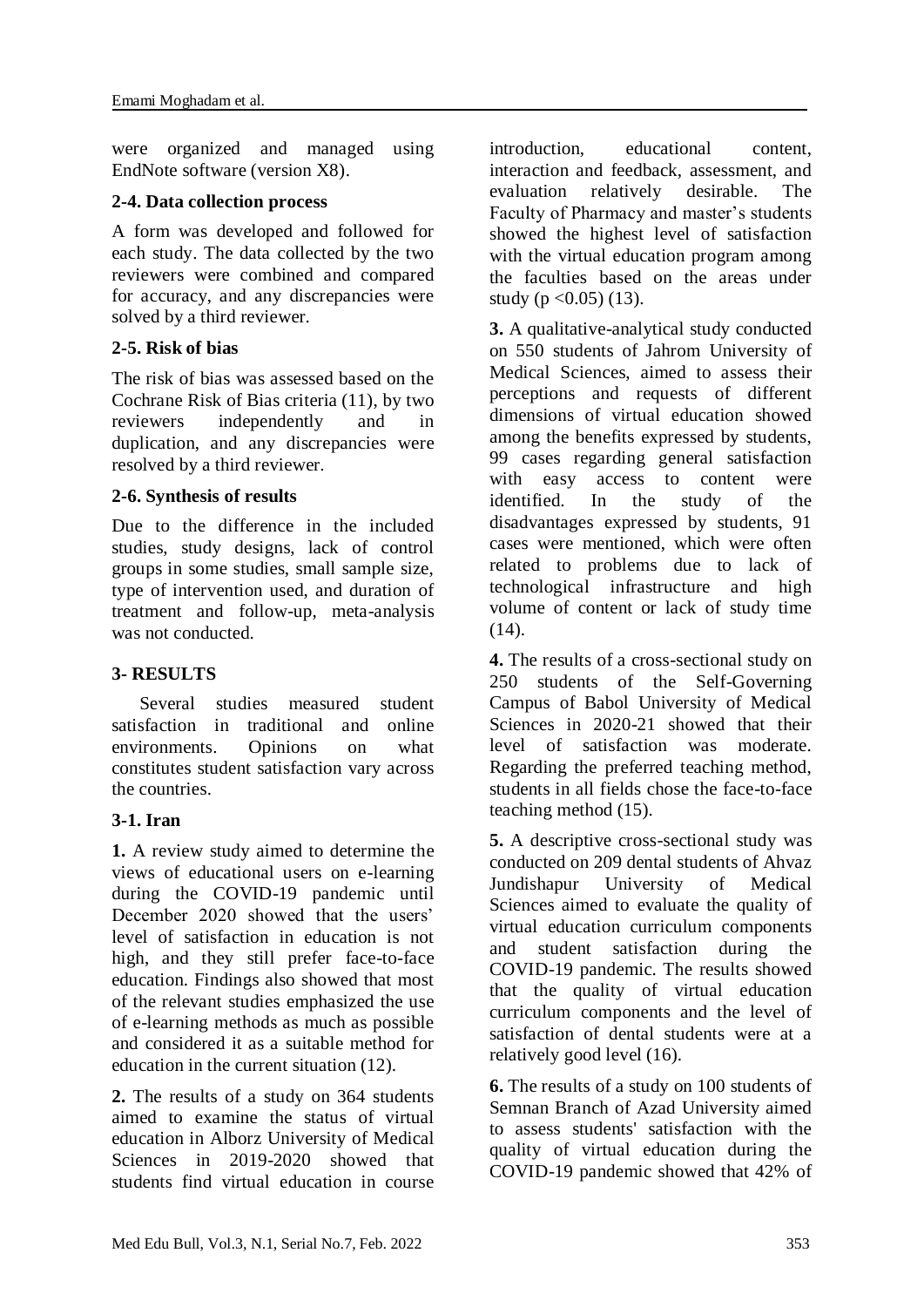were organized and managed using EndNote software (version X8).

### 2-4. Data collection process

A form was developed and followed for each study. The data collected by the two reviewers were combined and compared for accuracy, and any discrepancies were solved by a third reviewer.

### 2-5. Risk of bias

The risk of bias was assessed based on the Cochrane Risk of Bias criteria (11), by two reviewers independently and in duplication, and any discrepancies were resolved by a third reviewer.

### 2-6. Synthesis of results

Due to the difference in the included studies, study designs, lack of control groups in some studies, small sample size, type of intervention used, and duration of treatment and follow-up, meta-analysis was not conducted.

## 3- RESULTS

Several studies measured student satisfaction in traditional and online environments. Opinions on what constitutes student satisfaction vary across the countries.

### 3-1. Iran

**1.** A review study aimed to determine the views of educational users on e-learning during the COVID-19 pandemic until December 2020 showed that the users' level of satisfaction in education is not high, and they still prefer face-to-face education. Findings also showed that most of the relevant studies emphasized the use of e-learning methods as much as possible and considered it as a suitable method for education in the current situation (12).

**2.** The results of a study on 364 students aimed to examine the status of virtual education in Alborz University of Medical Sciences in 2019-2020 showed that students find virtual education in course introduction, educational content, interaction and feedback, assessment, and evaluation relatively desirable. The Faculty of Pharmacy and master's students showed the highest level of satisfaction with the virtual education program among the faculties based on the areas under study ($p < 0.05$) (13).

**3.** A qualitative-analytical study conducted on 550 students of Jahrom University of Medical Sciences, aimed to assess their perceptions and requests of different dimensions of virtual education showed among the benefits expressed by students, 99 cases regarding general satisfaction with easy access to content were identified. In the study of the disadvantages expressed by students, 91 cases were mentioned, which were often related to problems due to lack of technological infrastructure and high volume of content or lack of study time (14).

**4.** The results of a cross-sectional study on 250 students of the Self-Governing Campus of Babol University of Medical Sciences in 2020-21 showed that their level of satisfaction was moderate. Regarding the preferred teaching method, students in all fields chose the face-to-face teaching method (15).

**5.** A descriptive cross-sectional study was conducted on 209 dental students of Ahvaz Jundishapur University of Medical Sciences aimed to evaluate the quality of virtual education curriculum components and student satisfaction during the COVID-19 pandemic. The results showed that the quality of virtual education curriculum components and the level of satisfaction of dental students were at a relatively good level (16).

**6.** The results of a study on 100 students of Semnan Branch of Azad University aimed to assess students' satisfaction with the quality of virtual education during the COVID-19 pandemic showed that 42% of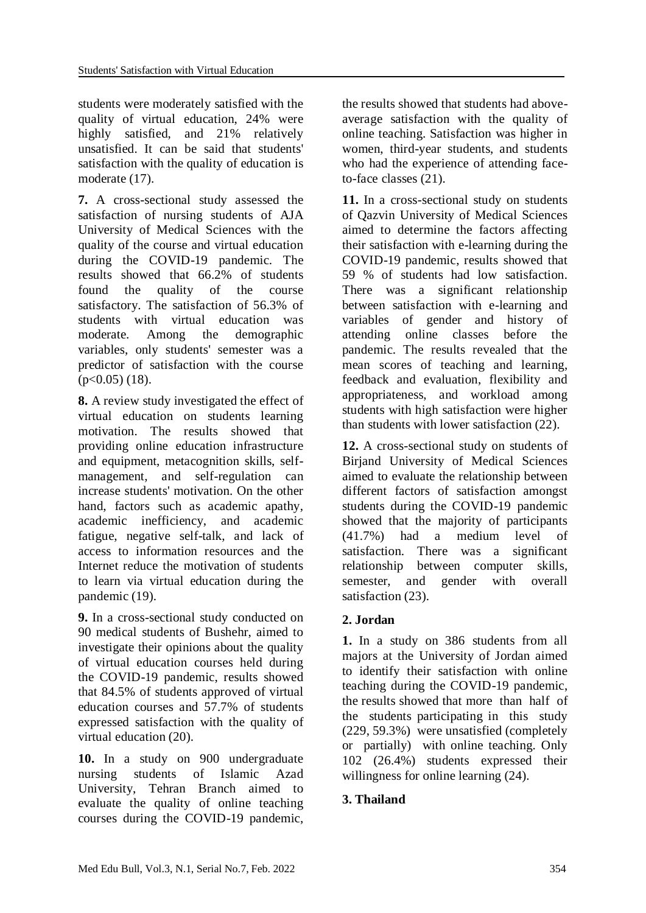students were moderately satisfied with the quality of virtual education, 24% were highly satisfied, and 21% relatively unsatisfied. It can be said that students' satisfaction with the quality of education is moderate (17).

**7.** A cross-sectional study assessed the satisfaction of nursing students of AJA University of Medical Sciences with the quality of the course and virtual education during the COVID-19 pandemic. The results showed that 66.2% of students found the quality of the course satisfactory. The satisfaction of 56.3% of students with virtual education was moderate. Among the demographic variables, only students' semester was a predictor of satisfaction with the course ($p<0.05$) (18).

**8.** A review study investigated the effect of virtual education on students learning motivation. The results showed that providing online education infrastructure and equipment, metacognition skills, self-management, and self-regulation can increase students' motivation. On the other hand, factors such as academic apathy, academic inefficiency, and academic fatigue, negative self-talk, and lack of access to information resources and the Internet reduce the motivation of students to learn via virtual education during the pandemic (19).

**9.** In a cross-sectional study conducted on 90 medical students of Bushehr, aimed to investigate their opinions about the quality of virtual education courses held during the COVID-19 pandemic, results showed that 84.5% of students approved of virtual education courses and 57.7% of students expressed satisfaction with the quality of virtual education (20).

**10.** In a study on 900 undergraduate nursing students of Islamic Azad University, Tehran Branch aimed to evaluate the quality of online teaching courses during the COVID-19 pandemic, the results showed that students had above-average satisfaction with the quality of online teaching. Satisfaction was higher in women, third-year students, and students who had the experience of attending face-to-face classes (21).

**11.** In a cross-sectional study on students of Qazvin University of Medical Sciences aimed to determine the factors affecting their satisfaction with e-learning during the COVID-19 pandemic, results showed that 59 % of students had low satisfaction. There was a significant relationship between satisfaction with e-learning and variables of gender and history of attending online classes before the pandemic. The results revealed that the mean scores of teaching and learning, feedback and evaluation, flexibility and appropriateness, and workload among students with high satisfaction were higher than students with lower satisfaction (22).

**12.** A cross-sectional study on students of Birjand University of Medical Sciences aimed to evaluate the relationship between different factors of satisfaction amongst students during the COVID-19 pandemic showed that the majority of participants (41.7%) had a medium level of satisfaction. There was a significant relationship between computer skills, semester, and gender with overall satisfaction (23).

### 2. Jordan

**1.** In a study on 386 students from all majors at the University of Jordan aimed to identify their satisfaction with online teaching during the COVID-19 pandemic, the results showed that more than half of the students participating in this study (229, 59.3%) were unsatisfied (completely or partially) with online teaching. Only 102 (26.4%) students expressed their willingness for online learning (24).

### 3. Thailand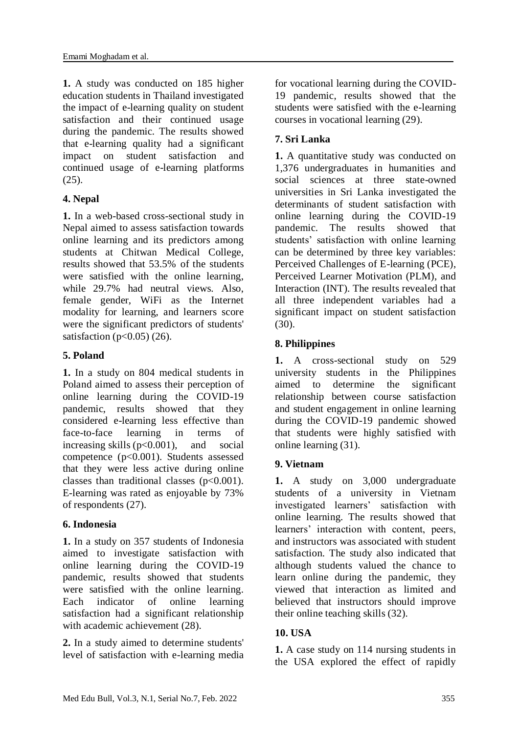**1.** A study was conducted on 185 higher education students in Thailand investigated the impact of e-learning quality on student satisfaction and their continued usage during the pandemic. The results showed that e-learning quality had a significant impact on student satisfaction and continued usage of e-learning platforms (25).

## 4. Nepal

**1.** In a web-based cross-sectional study in Nepal aimed to assess satisfaction towards online learning and its predictors among students at Chitwan Medical College, results showed that 53.5% of the students were satisfied with the online learning, while 29.7% had neutral views. Also, female gender, WiFi as the Internet modality for learning, and learners score were the significant predictors of students' satisfaction ($p<0.05$) (26).

## 5. Poland

**1.** In a study on 804 medical students in Poland aimed to assess their perception of online learning during the COVID-19 pandemic, results showed that they considered e-learning less effective than face-to-face learning in terms of increasing skills ($p<0.001$), and social competence ($p<0.001$). Students assessed that they were less active during online classes than traditional classes ($p<0.001$). E-learning was rated as enjoyable by 73% of respondents (27).

## 6. Indonesia

**1.** In a study on 357 students of Indonesia aimed to investigate satisfaction with online learning during the COVID-19 pandemic, results showed that students were satisfied with the online learning. Each indicator of online learning satisfaction had a significant relationship with academic achievement (28).

**2.** In a study aimed to determine students' level of satisfaction with e-learning media for vocational learning during the COVID-19 pandemic, results showed that the students were satisfied with the e-learning courses in vocational learning (29).

## 7. Sri Lanka

**1.** A quantitative study was conducted on 1,376 undergraduates in humanities and social sciences at three state-owned universities in Sri Lanka investigated the determinants of student satisfaction with online learning during the COVID-19 pandemic. The results showed that students' satisfaction with online learning can be determined by three key variables: Perceived Challenges of E-learning (PCE), Perceived Learner Motivation (PLM), and Interaction (INT). The results revealed that all three independent variables had a significant impact on student satisfaction (30).

## 8. Philippines

**1.** A cross-sectional study on 529 university students in the Philippines aimed to determine the significant relationship between course satisfaction and student engagement in online learning during the COVID-19 pandemic showed that students were highly satisfied with online learning (31).

## 9. Vietnam

**1.** A study on 3,000 undergraduate students of a university in Vietnam investigated learners' satisfaction with online learning. The results showed that learners' interaction with content, peers, and instructors was associated with student satisfaction. The study also indicated that although students valued the chance to learn online during the pandemic, they viewed that interaction as limited and believed that instructors should improve their online teaching skills (32).

## 10. USA

**1.** A case study on 114 nursing students in the USA explored the effect of rapidly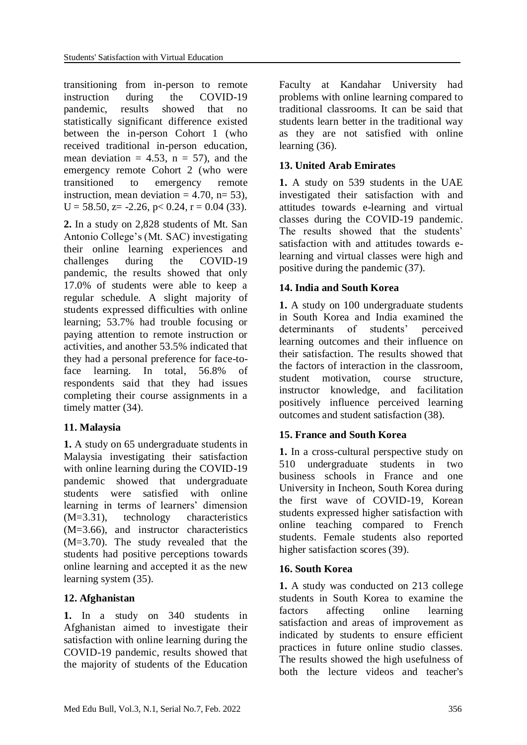transitioning from in-person to remote instruction during the COVID-19 pandemic, results showed that no statistically significant difference existed between the in-person Cohort 1 (who received traditional in-person education, mean deviation = 4.53, $n = 57$), and the emergency remote Cohort 2 (who were transitioned to emergency remote instruction, mean deviation = 4.70, $n = 53$), $U = 58.50$, $z = -2.26$, $p < 0.24$, $r = 0.04$ (33).

**2.** In a study on 2,828 students of Mt. San Antonio College's (Mt. SAC) investigating their online learning experiences and challenges during the COVID-19 pandemic, the results showed that only 17.0% of students were able to keep a regular schedule. A slight majority of students expressed difficulties with online learning; 53.7% had trouble focusing or paying attention to remote instruction or activities, and another 53.5% indicated that they had a personal preference for face-to-face learning. In total, 56.8% of respondents said that they had issues completing their course assignments in a timely matter (34).

### 11. Malaysia

**1.** A study on 65 undergraduate students in Malaysia investigating their satisfaction with online learning during the COVID-19 pandemic showed that undergraduate students were satisfied with online learning in terms of learners' dimension (M=3.31), technology characteristics (M=3.66), and instructor characteristics (M=3.70). The study revealed that the students had positive perceptions towards online learning and accepted it as the new learning system (35).

### 12. Afghanistan

**1.** In a study on 340 students in Afghanistan aimed to investigate their satisfaction with online learning during the COVID-19 pandemic, results showed that the majority of students of the Education Faculty at Kandahar University had problems with online learning compared to traditional classrooms. It can be said that students learn better in the traditional way as they are not satisfied with online learning (36).

### 13. United Arab Emirates

**1.** A study on 539 students in the UAE investigated their satisfaction with and attitudes towards e-learning and virtual classes during the COVID-19 pandemic. The results showed that the students' satisfaction with and attitudes towards e-learning and virtual classes were high and positive during the pandemic (37).

### 14. India and South Korea

**1.** A study on 100 undergraduate students in South Korea and India examined the determinants of students' perceived learning outcomes and their influence on their satisfaction. The results showed that the factors of interaction in the classroom, student motivation, course structure, instructor knowledge, and facilitation positively influence perceived learning outcomes and student satisfaction (38).

### 15. France and South Korea

**1.** In a cross-cultural perspective study on 510 undergraduate students in two business schools in France and one University in Incheon, South Korea during the first wave of COVID-19, Korean students expressed higher satisfaction with online teaching compared to French students. Female students also reported higher satisfaction scores (39).

### 16. South Korea

**1.** A study was conducted on 213 college students in South Korea to examine the factors affecting online learning satisfaction and areas of improvement as indicated by students to ensure efficient practices in future online studio classes. The results showed the high usefulness of both the lecture videos and teacher's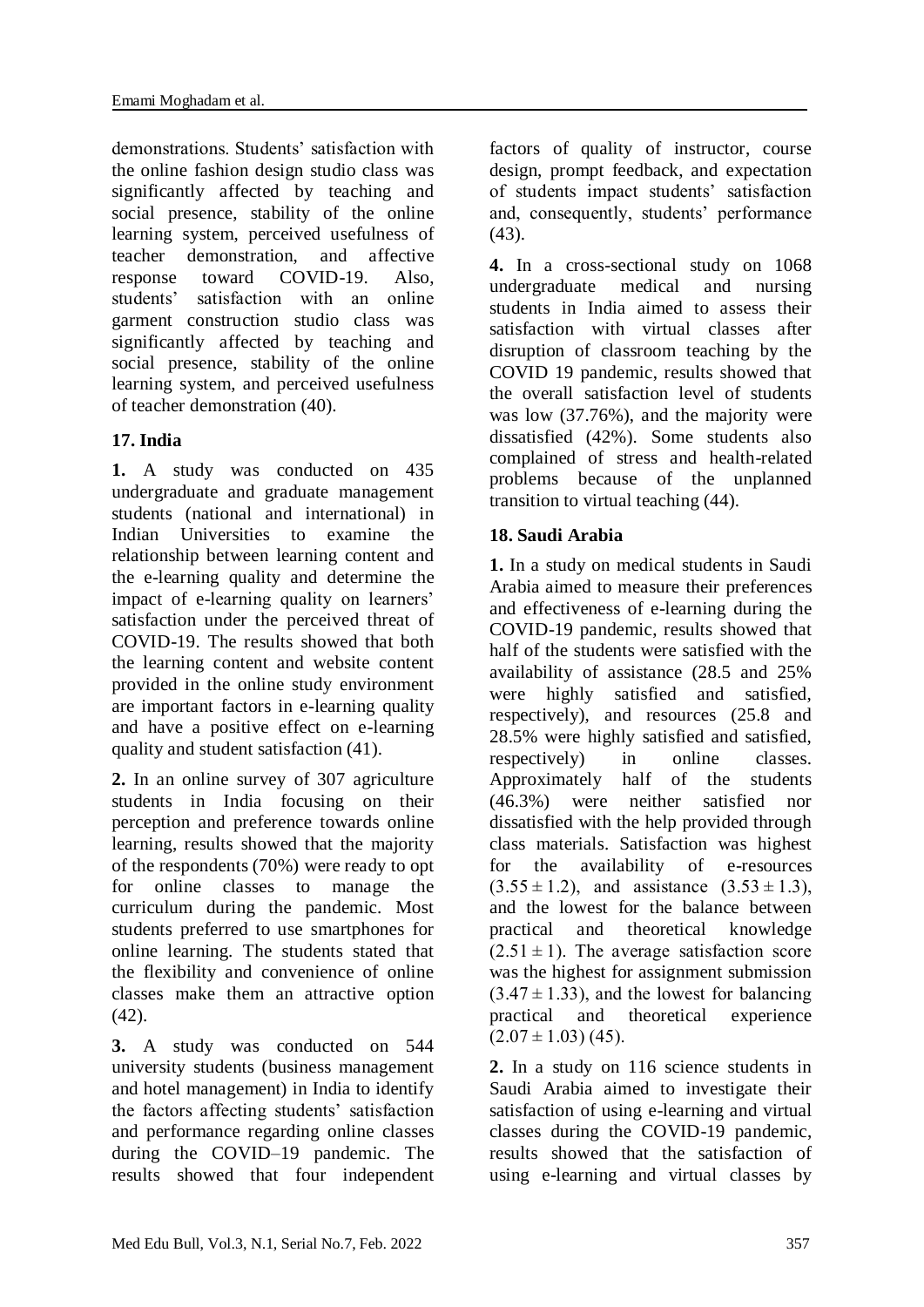demonstrations. Students' satisfaction with the online fashion design studio class was significantly affected by teaching and social presence, stability of the online learning system, perceived usefulness of teacher demonstration, and affective response toward COVID-19. Also, students' satisfaction with an online garment construction studio class was significantly affected by teaching and social presence, stability of the online learning system, and perceived usefulness of teacher demonstration (40).

### 17. India

**1.** A study was conducted on 435 undergraduate and graduate management students (national and international) in Indian Universities to examine the relationship between learning content and the e-learning quality and determine the impact of e-learning quality on learners' satisfaction under the perceived threat of COVID-19. The results showed that both the learning content and website content provided in the online study environment are important factors in e-learning quality and have a positive effect on e-learning quality and student satisfaction (41).

**2.** In an online survey of 307 agriculture students in India focusing on their perception and preference towards online learning, results showed that the majority of the respondents (70%) were ready to opt for online classes to manage the curriculum during the pandemic. Most students preferred to use smartphones for online learning. The students stated that the flexibility and convenience of online classes make them an attractive option (42).

**3.** A study was conducted on 544 university students (business management and hotel management) in India to identify the factors affecting students' satisfaction and performance regarding online classes during the COVID–19 pandemic. The results showed that four independent factors of quality of instructor, course design, prompt feedback, and expectation of students impact students' satisfaction and, consequently, students' performance (43).

**4.** In a cross-sectional study on 1068 undergraduate medical and nursing students in India aimed to assess their satisfaction with virtual classes after disruption of classroom teaching by the COVID 19 pandemic, results showed that the overall satisfaction level of students was low (37.76%), and the majority were dissatisfied (42%). Some students also complained of stress and health-related problems because of the unplanned transition to virtual teaching (44).

### 18. Saudi Arabia

**1.** In a study on medical students in Saudi Arabia aimed to measure their preferences and effectiveness of e-learning during the COVID-19 pandemic, results showed that half of the students were satisfied with the availability of assistance (28.5 and 25% were highly satisfied and satisfied, respectively), and resources (25.8 and 28.5% were highly satisfied and satisfied, respectively) in online classes. Approximately half of the students (46.3%) were neither satisfied nor dissatisfied with the help provided through class materials. Satisfaction was highest for the availability of e-resources $(3.55 \pm 1.2)$, and assistance $(3.53 \pm 1.3)$, and the lowest for the balance between practical and theoretical knowledge $(2.51 \pm 1)$. The average satisfaction score was the highest for assignment submission $(3.47 \pm 1.33)$, and the lowest for balancing practical and theoretical experience $(2.07 \pm 1.03)$ (45).

**2.** In a study on 116 science students in Saudi Arabia aimed to investigate their satisfaction of using e-learning and virtual classes during the COVID-19 pandemic, results showed that the satisfaction of using e-learning and virtual classes by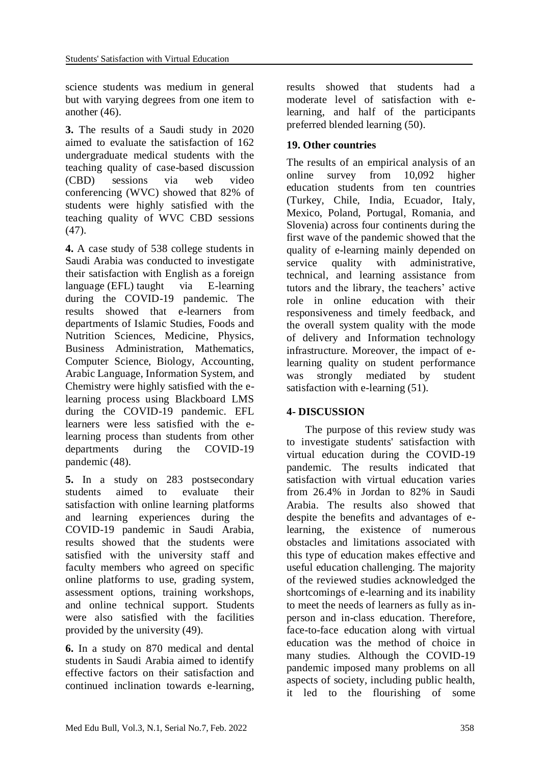science students was medium in general but with varying degrees from one item to another (46).

**3.** The results of a Saudi study in 2020 aimed to evaluate the satisfaction of 162 undergraduate medical students with the teaching quality of case-based discussion (CBD) sessions via web video conferencing (WVC) showed that 82% of students were highly satisfied with the teaching quality of WVC CBD sessions (47).

**4.** A case study of 538 college students in Saudi Arabia was conducted to investigate their satisfaction with English as a foreign language (EFL) taught via E-learning during the COVID-19 pandemic. The results showed that e-learners from departments of Islamic Studies, Foods and Nutrition Sciences, Medicine, Physics, Business Administration, Mathematics, Computer Science, Biology, Accounting, Arabic Language, Information System, and Chemistry were highly satisfied with the e-learning process using Blackboard LMS during the COVID-19 pandemic. EFL learners were less satisfied with the e-learning process than students from other departments during the COVID-19 pandemic (48).

**5.** In a study on 283 postsecondary students aimed to evaluate their satisfaction with online learning platforms and learning experiences during the COVID-19 pandemic in Saudi Arabia, results showed that the students were satisfied with the university staff and faculty members who agreed on specific online platforms to use, grading system, assessment options, training workshops, and online technical support. Students were also satisfied with the facilities provided by the university (49).

**6.** In a study on 870 medical and dental students in Saudi Arabia aimed to identify effective factors on their satisfaction and continued inclination towards e-learning, results showed that students had a moderate level of satisfaction with e-learning, and half of the participants preferred blended learning (50).

### 19. Other countries

The results of an empirical analysis of an online survey from 10,092 higher education students from ten countries (Turkey, Chile, India, Ecuador, Italy, Mexico, Poland, Portugal, Romania, and Slovenia) across four continents during the first wave of the pandemic showed that the quality of e-learning mainly depended on service quality with administrative, technical, and learning assistance from tutors and the library, the teachers' active role in online education with their responsiveness and timely feedback, and the overall system quality with the mode of delivery and Information technology infrastructure. Moreover, the impact of e-learning quality on student performance was strongly mediated by student satisfaction with e-learning (51).

## 4- DISCUSSION

The purpose of this review study was to investigate students' satisfaction with virtual education during the COVID-19 pandemic. The results indicated that satisfaction with virtual education varies from 26.4% in Jordan to 82% in Saudi Arabia. The results also showed that despite the benefits and advantages of e-learning, the existence of numerous obstacles and limitations associated with this type of education makes effective and useful education challenging. The majority of the reviewed studies acknowledged the shortcomings of e-learning and its inability to meet the needs of learners as fully as in-person and in-class education. Therefore, face-to-face education along with virtual education was the method of choice in many studies. Although the COVID-19 pandemic imposed many problems on all aspects of society, including public health, it led to the flourishing of some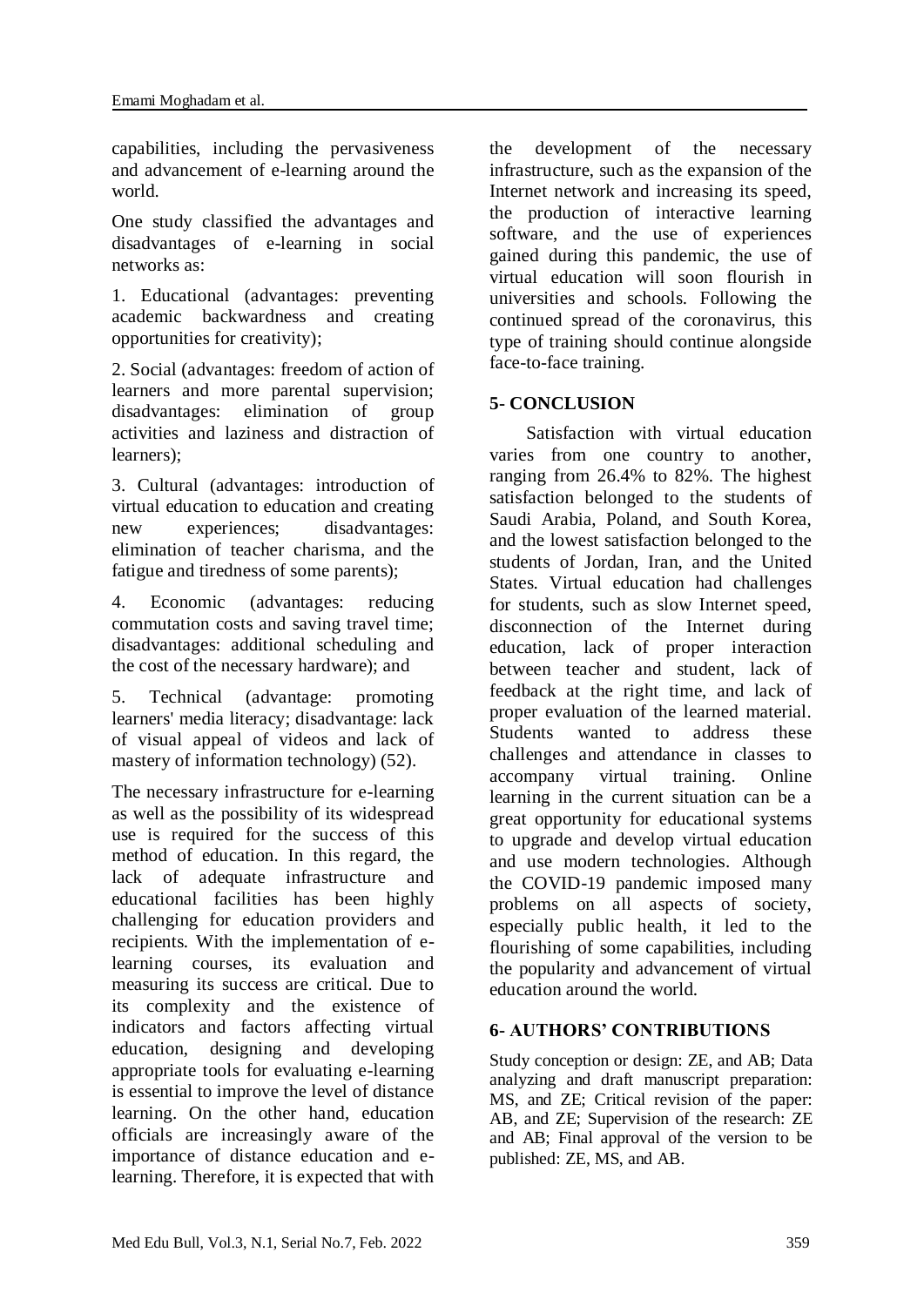capabilities, including the pervasiveness and advancement of e-learning around the world.

One study classified the advantages and disadvantages of e-learning in social networks as:

1. Educational (advantages: preventing academic backwardness and creating opportunities for creativity);

2. Social (advantages: freedom of action of learners and more parental supervision; disadvantages: elimination of group activities and laziness and distraction of learners);

3. Cultural (advantages: introduction of virtual education to education and creating new experiences; disadvantages: elimination of teacher charisma, and the fatigue and tiredness of some parents);

4. Economic (advantages: reducing commutation costs and saving travel time; disadvantages: additional scheduling and the cost of the necessary hardware); and

5. Technical (advantage: promoting learners' media literacy; disadvantage: lack of visual appeal of videos and lack of mastery of information technology) (52).

The necessary infrastructure for e-learning as well as the possibility of its widespread use is required for the success of this method of education. In this regard, the lack of adequate infrastructure and educational facilities has been highly challenging for education providers and recipients. With the implementation of e-learning courses, its evaluation and measuring its success are critical. Due to its complexity and the existence of indicators and factors affecting virtual education, designing and developing appropriate tools for evaluating e-learning is essential to improve the level of distance learning. On the other hand, education officials are increasingly aware of the importance of distance education and e-learning. Therefore, it is expected that with the development of the necessary infrastructure, such as the expansion of the Internet network and increasing its speed, the production of interactive learning software, and the use of experiences gained during this pandemic, the use of virtual education will soon flourish in universities and schools. Following the continued spread of the coronavirus, this type of training should continue alongside face-to-face training.

## 5- CONCLUSION

Satisfaction with virtual education varies from one country to another, ranging from 26.4% to 82%. The highest satisfaction belonged to the students of Saudi Arabia, Poland, and South Korea, and the lowest satisfaction belonged to the students of Jordan, Iran, and the United States. Virtual education had challenges for students, such as slow Internet speed, disconnection of the Internet during education, lack of proper interaction between teacher and student, lack of feedback at the right time, and lack of proper evaluation of the learned material. Students wanted to address these challenges and attendance in classes to accompany virtual training. Online learning in the current situation can be a great opportunity for educational systems to upgrade and develop virtual education and use modern technologies. Although the COVID-19 pandemic imposed many problems on all aspects of society, especially public health, it led to the flourishing of some capabilities, including the popularity and advancement of virtual education around the world.

## 6- AUTHORS' CONTRIBUTIONS

Study conception or design: ZE, and AB; Data analyzing and draft manuscript preparation: MS, and ZE; Critical revision of the paper: AB, and ZE; Supervision of the research: ZE and AB; Final approval of the version to be published: ZE, MS, and AB.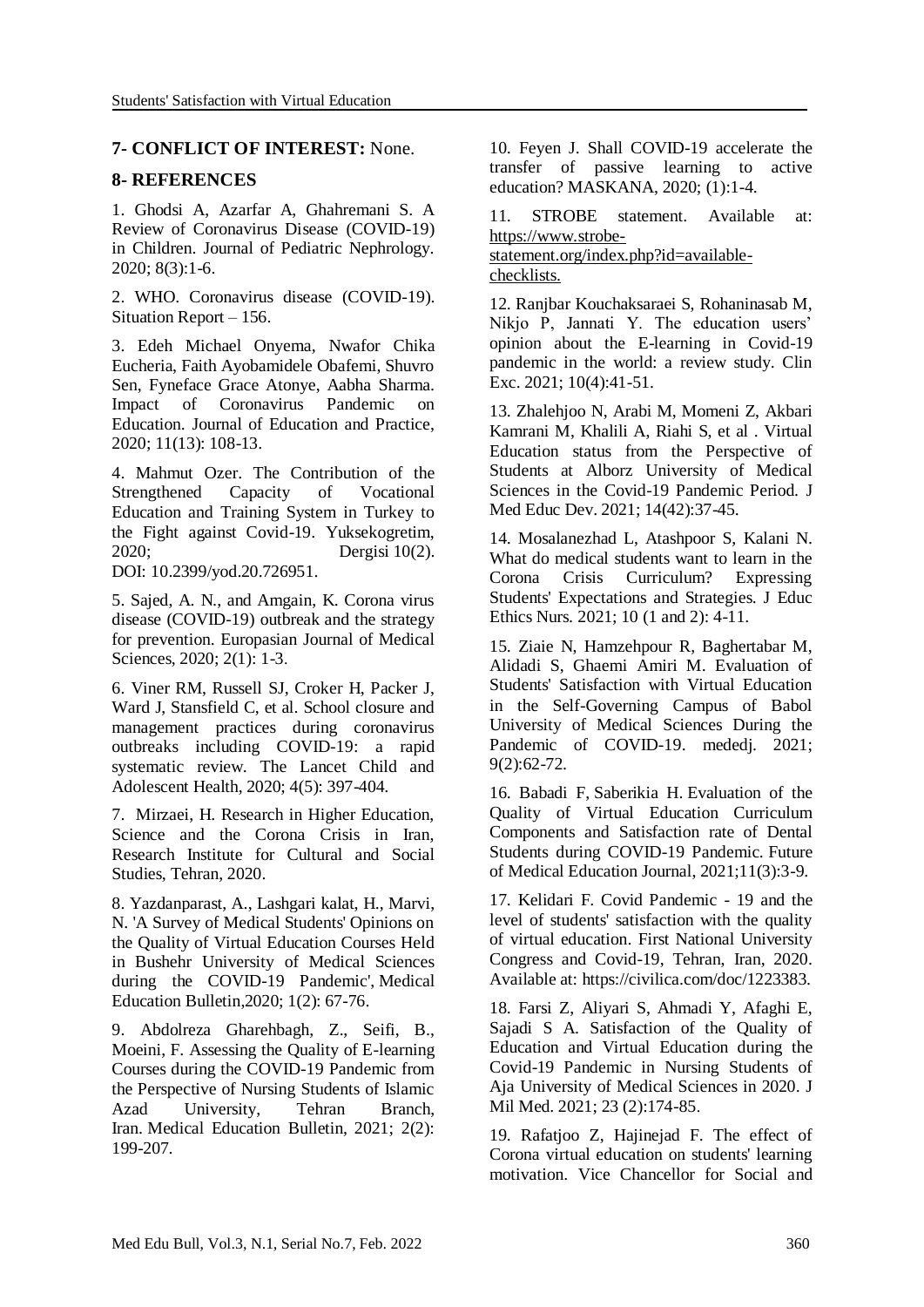## 7- CONFLICT OF INTEREST: None.

## 8- REFERENCES

1. Ghodsi A, Azarfar A, Ghahremani S. A Review of Coronavirus Disease (COVID-19) in Children. Journal of Pediatric Nephrology. 2020; 8(3):1-6.

2. WHO. Coronavirus disease (COVID-19). Situation Report – 156.

3. Edeh Michael Onyema, Nwafor Chika Eucheria, Faith Ayobamidele Obafemi, Shuvro Sen, Fyneface Grace Atonye, Aabha Sharma. Impact of Coronavirus Pandemic on Education. Journal of Education and Practice, 2020; 11(13): 108-13.

4. Mahmut Ozer. The Contribution of the Strengthened Capacity of Vocational Education and Training System in Turkey to the Fight against Covid-19. Yuksekogretim, 2020; Dergisi 10(2). DOI: 10.2399/yod.20.726951.

5. Sajed, A. N., and Amgain, K. Corona virus disease (COVID-19) outbreak and the strategy for prevention. Europasian Journal of Medical Sciences, 2020; 2(1): 1-3.

6. Viner RM, Russell SJ, Croker H, Packer J, Ward J, Stansfield C, et al. School closure and management practices during coronavirus outbreaks including COVID-19: a rapid systematic review. The Lancet Child and Adolescent Health, 2020; 4(5): 397-404.

7. Mirzaei, H. Research in Higher Education, Science and the Corona Crisis in Iran, Research Institute for Cultural and Social Studies, Tehran, 2020.

8. Yazdanparast, A., Lashgari kalat, H., Marvi, N. 'A Survey of Medical Students' Opinions on the Quality of Virtual Education Courses Held in Bushehr University of Medical Sciences during the COVID-19 Pandemic', Medical Education Bulletin,2020; 1(2): 67-76.

9. Abdolreza Gharehbagh, Z., Seifi, B., Moeini, F. Assessing the Quality of E-learning Courses during the COVID-19 Pandemic from the Perspective of Nursing Students of Islamic Azad University, Tehran Branch, Iran. Medical Education Bulletin, 2021; 2(2): 199-207.

10. Feyen J. Shall COVID-19 accelerate the transfer of passive learning to active education? MASKANA, 2020; (1):1-4.

11. STROBE statement. Available at: https://www.strobe-statement.org/index.php?id=available-checklists.

12. Ranjbar Kouchaksaraei S, Rohaninasab M, Nikjo P, Jannati Y. The education users' opinion about the E-learning in Covid-19 pandemic in the world: a review study. Clin Exc. 2021; 10(4):41-51.

13. Zhalehjoo N, Arabi M, Momeni Z, Akbari Kamrani M, Khalili A, Riahi S, et al . Virtual Education status from the Perspective of Students at Alborz University of Medical Sciences in the Covid-19 Pandemic Period. J Med Educ Dev. 2021; 14(42):37-45.

14. Mosalanezhad L, Atashpoor S, Kalani N. What do medical students want to learn in the Corona Crisis Curriculum? Expressing Students' Expectations and Strategies. J Educ Ethics Nurs. 2021; 10 (1 and 2): 4-11.

15. Ziaie N, Hamzehpour R, Baghertabar M, Alidadi S, Ghaemi Amiri M. Evaluation of Students' Satisfaction with Virtual Education in the Self-Governing Campus of Babol University of Medical Sciences During the Pandemic of COVID-19. mededj. 2021; 9(2):62-72.

16. Babadi F, Saberikia H. Evaluation of the Quality of Virtual Education Curriculum Components and Satisfaction rate of Dental Students during COVID-19 Pandemic. Future of Medical Education Journal, 2021;11(3):3-9.

17. Kelidari F. Covid Pandemic - 19 and the level of students' satisfaction with the quality of virtual education. First National University Congress and Covid-19, Tehran, Iran, 2020. Available at: https://civilica.com/doc/1223383.

18. Farsi Z, Aliyari S, Ahmadi Y, Afaghi E, Sajadi S A. Satisfaction of the Quality of Education and Virtual Education during the Covid-19 Pandemic in Nursing Students of Aja University of Medical Sciences in 2020. J Mil Med. 2021; 23 (2):174-85.

19. Rafatjoo Z, Hajinejad F. The effect of Corona virtual education on students' learning motivation. Vice Chancellor for Social and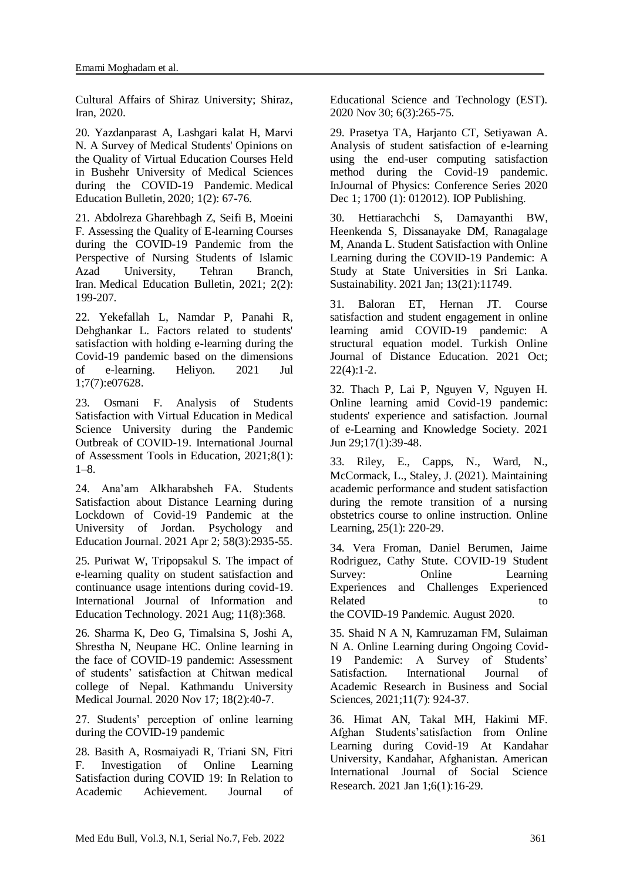Cultural Affairs of Shiraz University; Shiraz, Iran, 2020.

20. Yazdanparast A, Lashgari kalat H, Marvi N. A Survey of Medical Students' Opinions on the Quality of Virtual Education Courses Held in Bushehr University of Medical Sciences during the COVID-19 Pandemic. Medical Education Bulletin, 2020; 1(2): 67-76.

21. Abdolreza Gharehbagh Z, Seifi B, Moeini F. Assessing the Quality of E-learning Courses during the COVID-19 Pandemic from the Perspective of Nursing Students of Islamic Azad University, Tehran Branch, Iran. Medical Education Bulletin, 2021; 2(2): 199-207.

22. Yekefallah L, Namdar P, Panahi R, Dehghankar L. Factors related to students' satisfaction with holding e-learning during the Covid-19 pandemic based on the dimensions of e-learning. Heliyon. 2021 Jul 1;7(7):e07628.

23. Osmani F. Analysis of Students Satisfaction with Virtual Education in Medical Science University during the Pandemic Outbreak of COVID-19. International Journal of Assessment Tools in Education, 2021;8(1): 1–8.

24. Ana'am Alkharabsheh FA. Students Satisfaction about Distance Learning during Lockdown of Covid-19 Pandemic at the University of Jordan. Psychology and Education Journal. 2021 Apr 2; 58(3):2935-55.

25. Puriwat W, Tripopsakul S. The impact of e-learning quality on student satisfaction and continuance usage intentions during covid-19. International Journal of Information and Education Technology. 2021 Aug; 11(8):368.

26. Sharma K, Deo G, Timalsina S, Joshi A, Shrestha N, Neupane HC. Online learning in the face of COVID-19 pandemic: Assessment of students' satisfaction at Chitwan medical college of Nepal. Kathmandu University Medical Journal. 2020 Nov 17; 18(2):40-7.

27. Students' perception of online learning during the COVID-19 pandemic

28. Basith A, Rosmaiyadi R, Triani SN, Fitri F. Investigation of Online Learning Satisfaction during COVID 19: In Relation to Academic Achievement. Journal of Educational Science and Technology (EST). 2020 Nov 30; 6(3):265-75.

29. Prasetya TA, Harjanto CT, Setiyawan A. Analysis of student satisfaction of e-learning using the end-user computing satisfaction method during the Covid-19 pandemic. InJournal of Physics: Conference Series 2020 Dec 1; 1700 (1): 012012). IOP Publishing.

30. Hettiarachchi S, Damayanthi BW, Heenkenda S, Dissanayake DM, Ranagalage M, Ananda L. Student Satisfaction with Online Learning during the COVID-19 Pandemic: A Study at State Universities in Sri Lanka. Sustainability. 2021 Jan; 13(21):11749.

31. Baloran ET, Hernan JT. Course satisfaction and student engagement in online learning amid COVID-19 pandemic: A structural equation model. Turkish Online Journal of Distance Education. 2021 Oct; 22(4):1-2.

32. Thach P, Lai P, Nguyen V, Nguyen H. Online learning amid Covid-19 pandemic: students' experience and satisfaction. Journal of e-Learning and Knowledge Society. 2021 Jun 29;17(1):39-48.

33. Riley, E., Capps, N., Ward, N., McCormack, L., Staley, J. (2021). Maintaining academic performance and student satisfaction during the remote transition of a nursing obstetrics course to online instruction. Online Learning, 25(1): 220-29.

34. Vera Froman, Daniel Berumen, Jaime Rodriguez, Cathy Stute. COVID-19 Student Survey: Online Learning Experiences and Challenges Experienced Related to the COVID-19 Pandemic. August 2020.

35. Shaid N A N, Kamruzaman FM, Sulaiman N A. Online Learning during Ongoing Covid-19 Pandemic: A Survey of Students' Satisfaction. International Journal of Academic Research in Business and Social Sciences, 2021;11(7): 924-37.

36. Himat AN, Takal MH, Hakimi MF. Afghan Students'satisfaction from Online Learning during Covid-19 At Kandahar University, Kandahar, Afghanistan. American International Journal of Social Science Research. 2021 Jan 1;6(1):16-29.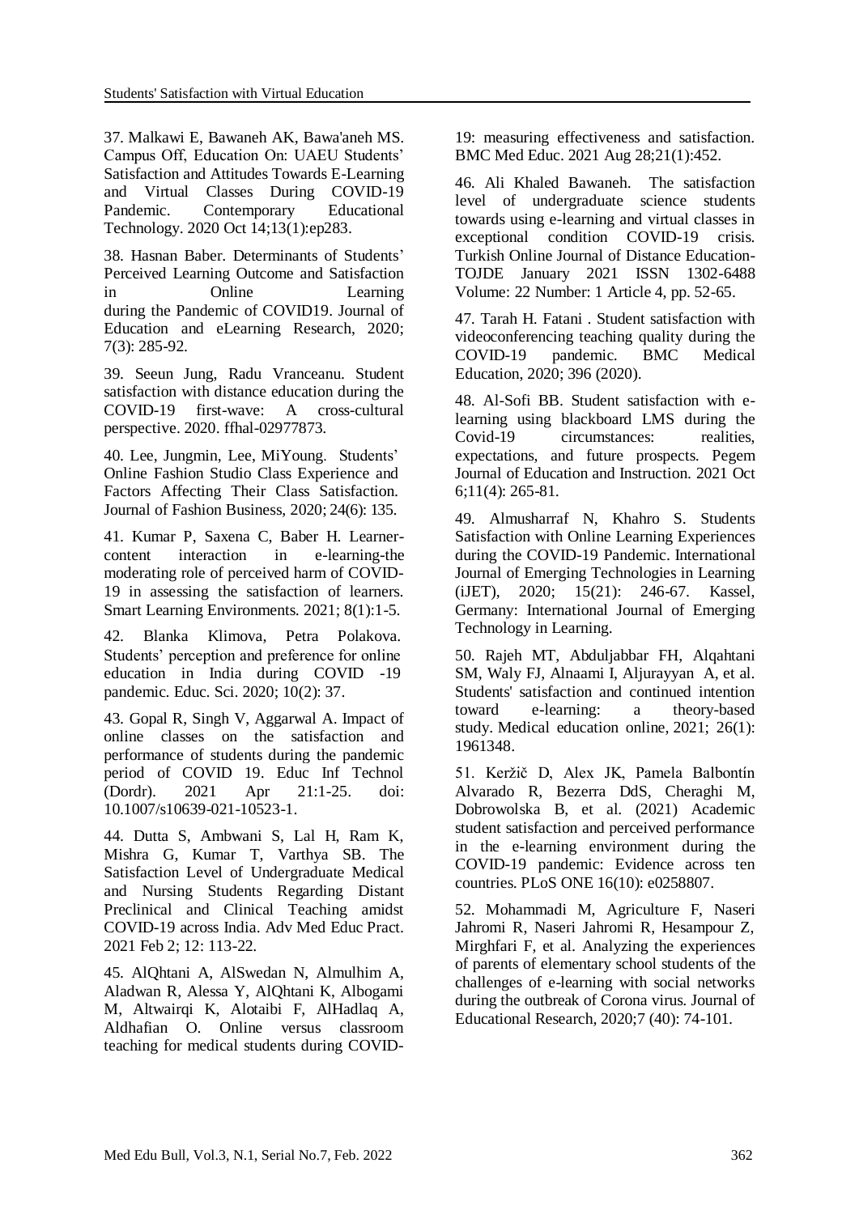37. Malkawi E, Bawaneh AK, Bawa'aneh MS. Campus Off, Education On: UAEU Students' Satisfaction and Attitudes Towards E-Learning and Virtual Classes During COVID-19 Pandemic. Contemporary Educational Technology. 2020 Oct 14;13(1):ep283.

38. Hasnan Baber. Determinants of Students' Perceived Learning Outcome and Satisfaction in Online Learning during the Pandemic of COVID19. Journal of Education and eLearning Research, 2020; 7(3): 285-92.

39. Seeun Jung, Radu Vranceanu. Student satisfaction with distance education during the COVID-19 first-wave: A cross-cultural perspective. 2020. ffhal-02977873.

40. Lee, Jungmin, Lee, MiYoung. Students' Online Fashion Studio Class Experience and Factors Affecting Their Class Satisfaction. Journal of Fashion Business, 2020; 24(6): 135.

41. Kumar P, Saxena C, Baber H. Learner-content interaction in e-learning-the moderating role of perceived harm of COVID-19 in assessing the satisfaction of learners. Smart Learning Environments. 2021; 8(1):1-5.

42. Blanka Klimova, Petra Polakova. Students' perception and preference for online education in India during COVID -19 pandemic. Educ. Sci. 2020; 10(2): 37.

43. Gopal R, Singh V, Aggarwal A. Impact of online classes on the satisfaction and performance of students during the pandemic period of COVID 19. Educ Inf Technol (Dordr). 2021 Apr 21:1-25. doi: 10.1007/s10639-021-10523-1.

44. Dutta S, Ambwani S, Lal H, Ram K, Mishra G, Kumar T, Varthya SB. The Satisfaction Level of Undergraduate Medical and Nursing Students Regarding Distant Preclinical and Clinical Teaching amidst COVID-19 across India. Adv Med Educ Pract. 2021 Feb 2; 12: 113-22.

45. AlQhtani A, AlSwedan N, Almulhim A, Aladwan R, Alessa Y, AlQhtani K, Albogami M, Altwairqi K, Alotaibi F, AlHadlaq A, Aldhafian O. Online versus classroom teaching for medical students during COVID-19: measuring effectiveness and satisfaction. BMC Med Educ. 2021 Aug 28;21(1):452.

46. Ali Khaled Bawaneh. The satisfaction level of undergraduate science students towards using e-learning and virtual classes in exceptional condition COVID-19 crisis. Turkish Online Journal of Distance Education-TOJDE January 2021 ISSN 1302-6488 Volume: 22 Number: 1 Article 4, pp. 52-65.

47. Tarah H. Fatani . Student satisfaction with videoconferencing teaching quality during the COVID-19 pandemic. BMC Medical Education, 2020; 396 (2020).

48. Al-Sofi BB. Student satisfaction with e-learning using blackboard LMS during the Covid-19 circumstances: realities, expectations, and future prospects. Pegem Journal of Education and Instruction. 2021 Oct 6;11(4): 265-81.

49. Almusharraf N, Khahro S. Students Satisfaction with Online Learning Experiences during the COVID-19 Pandemic. International Journal of Emerging Technologies in Learning (iJET), 2020; 15(21): 246-67. Kassel, Germany: International Journal of Emerging Technology in Learning.

50. Rajeh MT, Abduljabbar FH, Alqahtani SM, Waly FJ, Alnaami I, Aljurayyan A, et al. Students' satisfaction and continued intention toward e-learning: a theory-based study. Medical education online, 2021; 26(1): 1961348.

51. Keržič D, Alex JK, Pamela Balbontín Alvarado R, Bezerra DdS, Cheraghi M, Dobrowolska B, et al. (2021) Academic student satisfaction and perceived performance in the e-learning environment during the COVID-19 pandemic: Evidence across ten countries. PLoS ONE 16(10): e0258807.

52. Mohammadi M, Agriculture F, Naseri Jahromi R, Naseri Jahromi R, Hesampour Z, Mirghfari F, et al. Analyzing the experiences of parents of elementary school students of the challenges of e-learning with social networks during the outbreak of Corona virus. Journal of Educational Research, 2020;7 (40): 74-101.